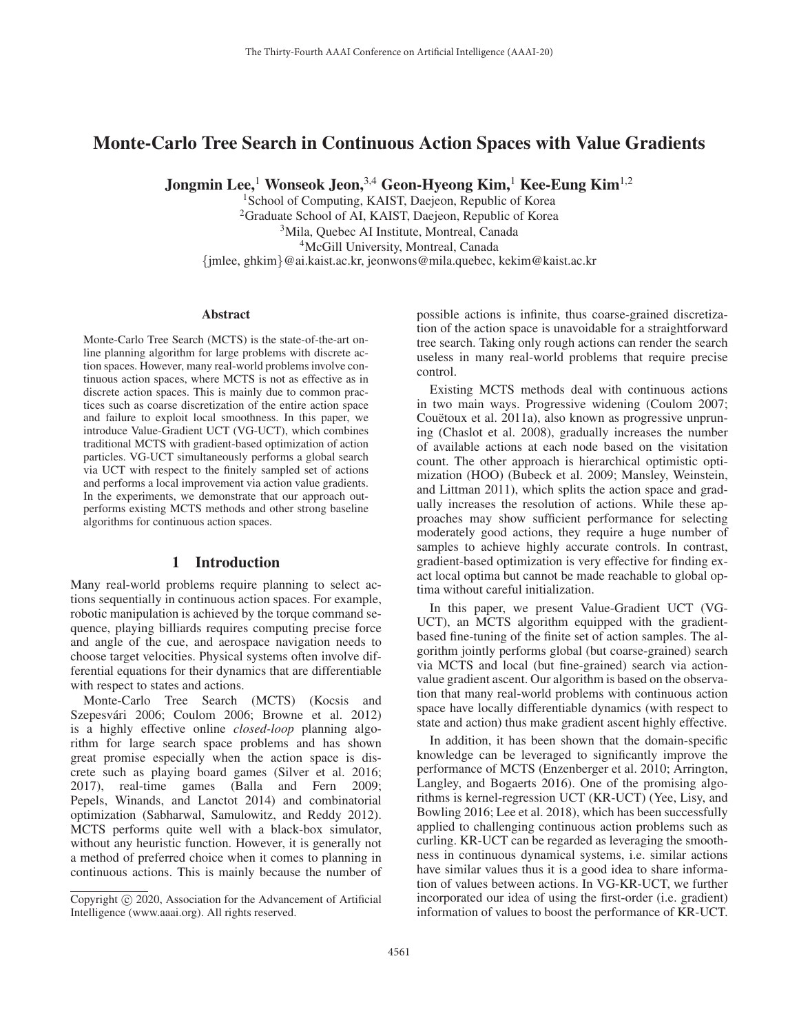# Monte-Carlo Tree Search in Continuous Action Spaces with Value Gradients

**Jongmin Lee,[1] Wonseok Jeon,[3,4] Geon-Hyeong Kim,[1] Kee-Eung Kim[1,2]**

[1]School of Computing, KAIST, Daejeon, Republic of Korea
[2]Graduate School of AI, KAIST, Daejeon, Republic of Korea
[3]Mila, Quebec AI Institute, Montreal, Canada
[4]McGill University, Montreal, Canada
{jmlee, ghkim}@ai.kaist.ac.kr, jeonwons@mila.quebec, kekim@kaist.ac.kr

### Abstract

Monte-Carlo Tree Search (MCTS) is the state-of-the-art online planning algorithm for large problems with discrete action spaces. However, many real-world problems involve continuous action spaces, where MCTS is not as effective as in discrete action spaces. This is mainly due to common practices such as coarse discretization of the entire action space and failure to exploit local smoothness. In this paper, we introduce Value-Gradient UCT (VG-UCT), which combines traditional MCTS with gradient-based optimization of action particles. VG-UCT simultaneously performs a global search via UCT with respect to the finitely sampled set of actions and performs a local improvement via action value gradients. In the experiments, we demonstrate that our approach outperforms existing MCTS methods and other strong baseline algorithms for continuous action spaces.

## 1 Introduction

Many real-world problems require planning to select actions sequentially in continuous action spaces. For example, robotic manipulation is achieved by the torque command sequence, playing billiards requires computing precise force and angle of the cue, and aerospace navigation needs to choose target velocities. Physical systems often involve differential equations for their dynamics that are differentiable with respect to states and actions.

Monte-Carlo Tree Search (MCTS) (Kocsis and Szepesvári 2006; Coulom 2006; Browne et al. 2012) is a highly effective online *closed-loop* planning algorithm for large search space problems and has shown great promise especially when the action space is discrete such as playing board games (Silver et al. 2016; 2017), real-time games (Balla and Fern 2009; Pepels, Winands, and Lanctot 2014) and combinatorial optimization (Sabharwal, Samulowitz, and Reddy 2012). MCTS performs quite well with a black-box simulator, without any heuristic function. However, it is generally not a method of preferred choice when it comes to planning in continuous actions. This is mainly because the number of possible actions is infinite, thus coarse-grained discretization of the action space is unavoidable for a straightforward tree search. Taking only rough actions can render the search useless in many real-world problems that require precise control.

Existing MCTS methods deal with continuous actions in two main ways. Progressive widening (Coulom 2007; Couëtoux et al. 2011a), also known as progressive unpruning (Chaslot et al. 2008), gradually increases the number of available actions at each node based on the visitation count. The other approach is hierarchical optimistic optimization (HOO) (Bubeck et al. 2009; Mansley, Weinstein, and Littman 2011), which splits the action space and gradually increases the resolution of actions. While these approaches may show sufficient performance for selecting moderately good actions, they require a huge number of samples to achieve highly accurate controls. In contrast, gradient-based optimization is very effective for finding exact local optima but cannot be made reachable to global optima without careful initialization.

In this paper, we present Value-Gradient UCT (VG-UCT), an MCTS algorithm equipped with the gradient-based fine-tuning of the finite set of action samples. The algorithm jointly performs global (but coarse-grained) search via MCTS and local (but fine-grained) search via action-value gradient ascent. Our algorithm is based on the observation that many real-world problems with continuous action space have locally differentiable dynamics (with respect to state and action) thus make gradient ascent highly effective.

In addition, it has been shown that the domain-specific knowledge can be leveraged to significantly improve the performance of MCTS (Enzenberger et al. 2010; Arrington, Langley, and Bogaerts 2016). One of the promising algorithms is kernel-regression UCT (KR-UCT) (Yee, Lisy, and Bowling 2016; Lee et al. 2018), which has been successfully applied to challenging continuous action problems such as curling. KR-UCT can be regarded as leveraging the smoothness in continuous dynamical systems, i.e. similar actions have similar values thus it is a good idea to share information of values between actions. In VG-KR-UCT, we further incorporated our idea of using the first-order (i.e. gradient) information of values to boost the performance of KR-UCT.

Copyright © 2020, Association for the Advancement of Artificial Intelligence (www.aaai.org). All rights reserved.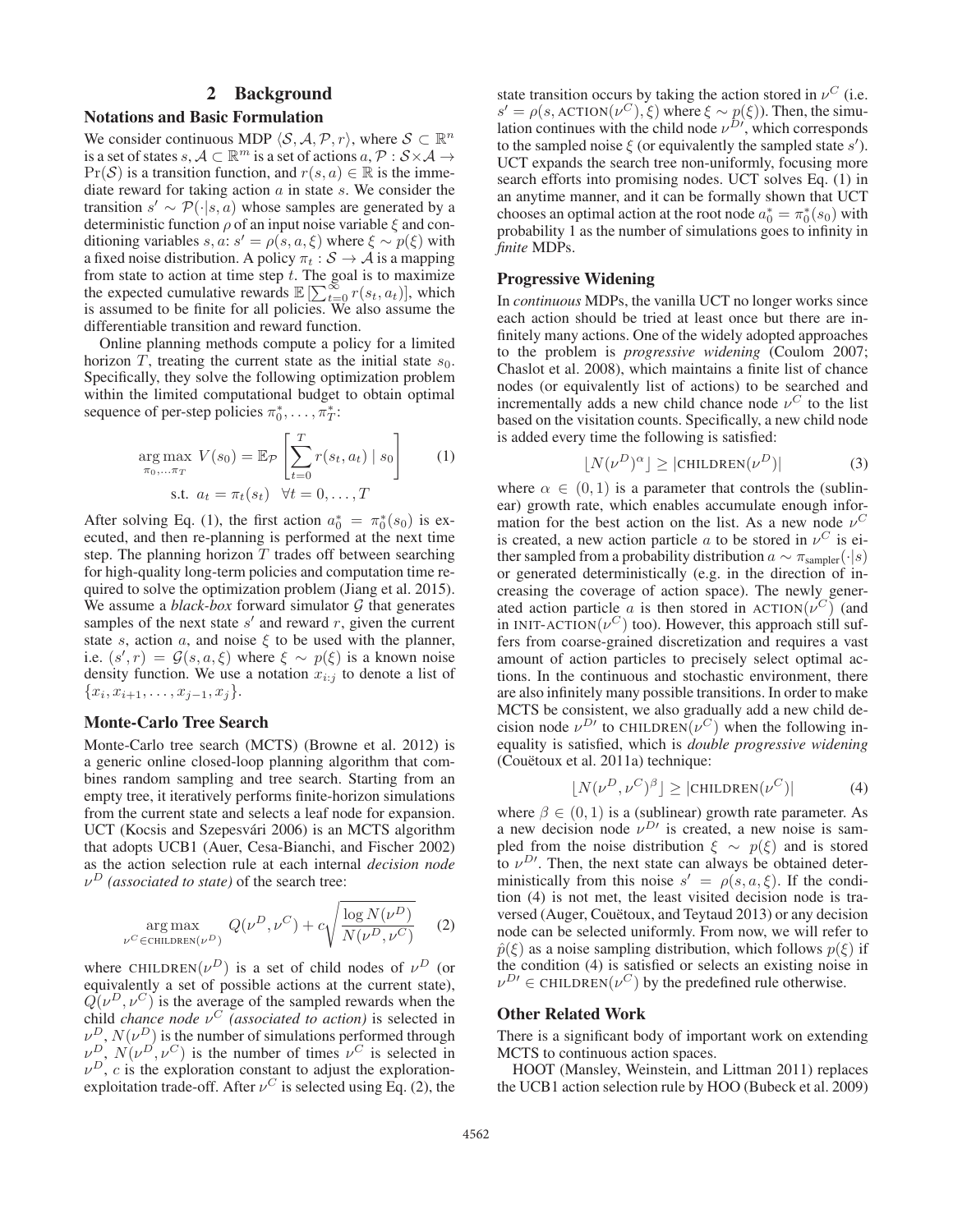## 2 Background

### Notations and Basic Formulation

We consider continuous MDP $\langle \mathcal{S}, \mathcal{A}, \mathcal{P}, r \rangle$, where $\mathcal{S} \subset \mathbb{R}^n$ is a set of states $s$, $\mathcal{A} \subset \mathbb{R}^m$ is a set of actions $a$, $\mathcal{P} : \mathcal{S} \times \mathcal{A} \rightarrow \Pr(\mathcal{S})$ is a transition function, and $r(s, a) \in \mathbb{R}$ is the immediate reward for taking action $a$ in state $s$. We consider the transition $s' \sim \mathcal{P}(\cdot|s, a)$ whose samples are generated by a deterministic function $\rho$ of an input noise variable $\xi$ and conditioning variables $s, a$: $s' = \rho(s, a, \xi)$ where $\xi \sim p(\xi)$ with a fixed noise distribution. A policy $\pi_t : \mathcal{S} \rightarrow \mathcal{A}$ is a mapping from state to action at time step $t$. The goal is to maximize the expected cumulative rewards $\mathbb{E}\left[\sum_{t=0}^{\infty} r(s_t, a_t)\right]$, which is assumed to be finite for all policies. We also assume the differentiable transition and reward function.

Online planning methods compute a policy for a limited horizon $T$, treating the current state as the initial state $s_0$. Specifically, they solve the following optimization problem within the limited computational budget to obtain optimal sequence of per-step policies $\pi_0^*, \ldots, \pi_T^*$:

$$\underset{\pi_0, \ldots \pi_T}{\arg\max} \; V(s_0) = \mathbb{E}_{\mathcal{P}}\left[\sum_{t=0}^{T} r(s_t, a_t) \mid s_0\right] \quad \text{s.t. } a_t = \pi_t(s_t) \quad \forall t = 0, \ldots, T \tag{1}$$

After solving Eq. (1), the first action $a_0^* = \pi_0^*(s_0)$ is executed, and then re-planning is performed at the next time step. The planning horizon $T$ trades off between searching for high-quality long-term policies and computation time required to solve the optimization problem (Jiang et al. 2015). We assume a *black-box* forward simulator $\mathcal{G}$ that generates samples of the next state $s'$ and reward $r$, given the current state $s$, action $a$, and noise $\xi$ to be used with the planner, i.e. $(s', r) = \mathcal{G}(s, a, \xi)$ where $\xi \sim p(\xi)$ is a known noise density function. We use a notation $x_{i:j}$ to denote a list of $\{x_i, x_{i+1}, \ldots, x_{j-1}, x_j\}$.

### Monte-Carlo Tree Search

Monte-Carlo tree search (MCTS) (Browne et al. 2012) is a generic online closed-loop planning algorithm that combines random sampling and tree search. Starting from an empty tree, it iteratively performs finite-horizon simulations from the current state and selects a leaf node for expansion. UCT (Kocsis and Szepesvári 2006) is an MCTS algorithm that adopts UCB1 (Auer, Cesa-Bianchi, and Fischer 2002) as the action selection rule at each internal *decision node* $\nu^D$ *(associated to state)* of the search tree:

$$\underset{\nu^C \in \text{CHILDREN}(\nu^D)}{\arg\max} \; Q(\nu^D, \nu^C) + c\sqrt{\frac{\log N(\nu^D)}{N(\nu^D, \nu^C)}} \tag{2}$$

where $\text{CHILDREN}(\nu^D)$ is a set of child nodes of $\nu^D$ (or equivalently a set of possible actions at the current state), $Q(\nu^D, \nu^C)$ is the average of the sampled rewards when the child *chance node* $\nu^C$ *(associated to action)* is selected in $\nu^D$, $N(\nu^D)$ is the number of simulations performed through $\nu^D$, $N(\nu^D, \nu^C)$ is the number of times $\nu^C$ is selected in $\nu^D$, $c$ is the exploration constant to adjust the exploration-exploitation trade-off. After $\nu^C$ is selected using Eq. (2), the state transition occurs by taking the action stored in $\nu^C$ (i.e. $s' = \rho(s, \text{ACTION}(\nu^C), \xi)$ where $\xi \sim p(\xi)$). Then, the simulation continues with the child node $\nu^{D\prime}$, which corresponds to the sampled noise $\xi$ (or equivalently the sampled state $s'$). UCT expands the search tree non-uniformly, focusing more search efforts into promising nodes. UCT solves Eq. (1) in an anytime manner, and it can be formally shown that UCT chooses an optimal action at the root node $a_0^* = \pi_0^*(s_0)$ with probability 1 as the number of simulations goes to infinity in *finite* MDPs.

### Progressive Widening

In *continuous* MDPs, the vanilla UCT no longer works since each action should be tried at least once but there are infinitely many actions. One of the widely adopted approaches to the problem is *progressive widening* (Coulom 2007; Chaslot et al. 2008), which maintains a finite list of chance nodes (or equivalently list of actions) to be searched and incrementally adds a new child chance node $\nu^C$ to the list based on the visitation counts. Specifically, a new child node is added every time the following is satisfied:

$$\lfloor N(\nu^D)^\alpha \rfloor \geq |\text{CHILDREN}(\nu^D)| \tag{3}$$

where $\alpha \in (0, 1)$ is a parameter that controls the (sublinear) growth rate, which enables accumulate enough information for the best action on the list. As a new node $\nu^C$ is created, a new action particle $a$ to be stored in $\nu^C$ is either sampled from a probability distribution $a \sim \pi_{\text{sampler}}(\cdot|s)$ or generated deterministically (e.g. in the direction of increasing the coverage of action space). The newly generated action particle $a$ is then stored in $\text{ACTION}(\nu^C)$ (and in $\text{INIT-ACTION}(\nu^C)$ too). However, this approach still suffers from coarse-grained discretization and requires a vast amount of action particles to precisely select optimal actions. In the continuous and stochastic environment, there are also infinitely many possible transitions. In order to make MCTS be consistent, we also gradually add a new child decision node $\nu^{D\prime}$ to $\text{CHILDREN}(\nu^C)$ when the following inequality is satisfied, which is *double progressive widening* (Couëtoux et al. 2011a) technique:

$$\lfloor N(\nu^D, \nu^C)^\beta \rfloor \geq |\text{CHILDREN}(\nu^C)| \tag{4}$$

where $\beta \in (0, 1)$ is a (sublinear) growth rate parameter. As a new decision node $\nu^{D\prime}$ is created, a new noise is sampled from the noise distribution $\xi \sim p(\xi)$ and is stored to $\nu^{D\prime}$. Then, the next state can always be obtained deterministically from this noise $s' = \rho(s, a, \xi)$. If the condition (4) is not met, the least visited decision node is traversed (Auger, Couëtoux, and Teytaud 2013) or any decision node can be selected uniformly. From now, we will refer to $\hat{p}(\xi)$ as a noise sampling distribution, which follows $p(\xi)$ if the condition (4) is satisfied or selects an existing noise in $\nu^{D\prime} \in \text{CHILDREN}(\nu^C)$ by the predefined rule otherwise.

### Other Related Work

There is a significant body of important work on extending MCTS to continuous action spaces.

HOOT (Mansley, Weinstein, and Littman 2011) replaces the UCB1 action selection rule by HOO (Bubeck et al. 2009)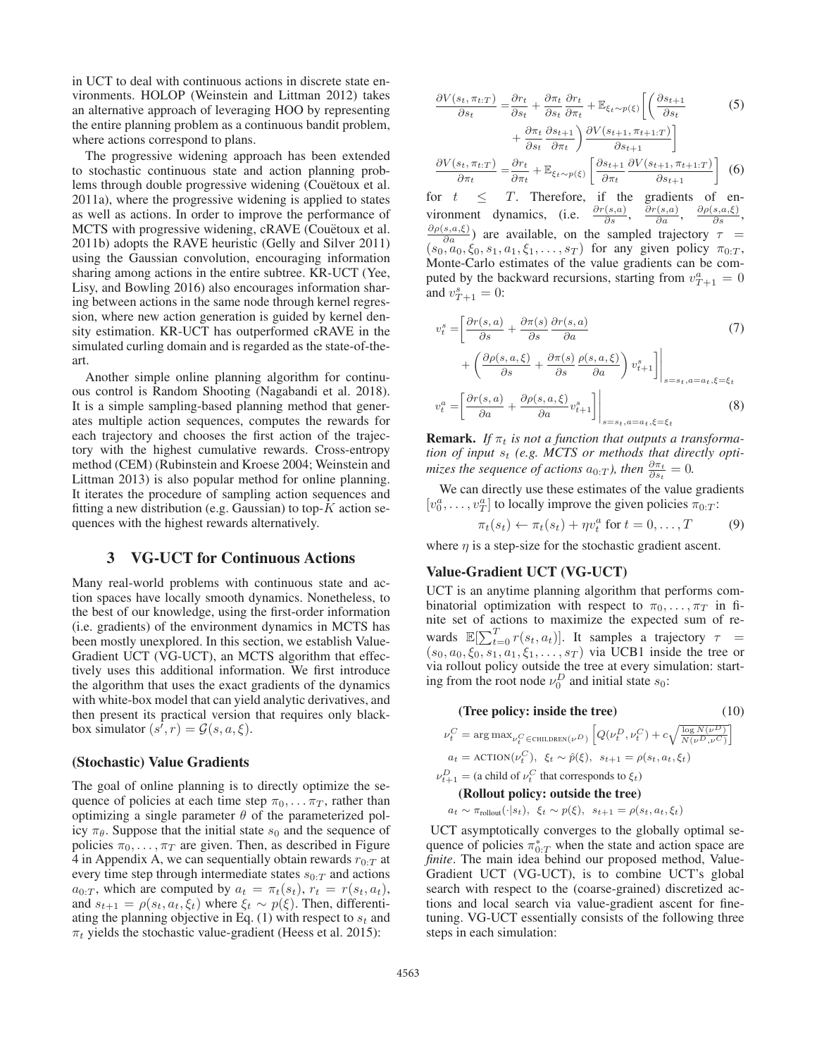in UCT to deal with continuous actions in discrete state environments. HOLOP (Weinstein and Littman 2012) takes an alternative approach of leveraging HOO by representing the entire planning problem as a continuous bandit problem, where actions correspond to plans.

The progressive widening approach has been extended to stochastic continuous state and action planning problems through double progressive widening (Couëtoux et al. 2011a), where the progressive widening is applied to states as well as actions. In order to improve the performance of MCTS with progressive widening, cRAVE (Couëtoux et al. 2011b) adopts the RAVE heuristic (Gelly and Silver 2011) using the Gaussian convolution, encouraging information sharing among actions in the entire subtree. KR-UCT (Yee, Lisy, and Bowling 2016) also encourages information sharing between actions in the same node through kernel regression, where new action generation is guided by kernel density estimation. KR-UCT has outperformed cRAVE in the simulated curling domain and is regarded as the state-of-the-art.

Another simple online planning algorithm for continuous control is Random Shooting (Nagabandi et al. 2018). It is a simple sampling-based planning method that generates multiple action sequences, computes the rewards for each trajectory and chooses the first action of the trajectory with the highest cumulative rewards. Cross-entropy method (CEM) (Rubinstein and Kroese 2004; Weinstein and Littman 2013) is also popular method for online planning. It iterates the procedure of sampling action sequences and fitting a new distribution (e.g. Gaussian) to top-$K$ action sequences with the highest rewards alternatively.

## 3 VG-UCT for Continuous Actions

Many real-world problems with continuous state and action spaces have locally smooth dynamics. Nonetheless, to the best of our knowledge, using the first-order information (i.e. gradients) of the environment dynamics in MCTS has been mostly unexplored. In this section, we establish Value-Gradient UCT (VG-UCT), an MCTS algorithm that effectively uses this additional information. We first introduce the algorithm that uses the exact gradients of the dynamics with white-box model that can yield analytic derivatives, and then present its practical version that requires only black-box simulator $(s', r) = \mathcal{G}(s, a, \xi)$.

### (Stochastic) Value Gradients

The goal of online planning is to directly optimize the sequence of policies at each time step $\pi_0, \dots \pi_T$, rather than optimizing a single parameter $\theta$ of the parameterized policy $\pi_\theta$. Suppose that the initial state $s_0$ and the sequence of policies $\pi_0, \dots, \pi_T$ are given. Then, as described in Figure 4 in Appendix A, we can sequentially obtain rewards $r_{0:T}$ at every time step through intermediate states $s_{0:T}$ and actions $a_{0:T}$, which are computed by $a_t = \pi_t(s_t)$, $r_t = r(s_t, a_t)$, and $s_{t+1} = \rho(s_t, a_t, \xi_t)$ where $\xi_t \sim p(\xi)$. Then, differentiating the planning objective in Eq. (1) with respect to $s_t$ and $\pi_t$ yields the stochastic value-gradient (Heess et al. 2015):

$$\frac{\partial V(s_t, \pi_{t:T})}{\partial s_t} = \frac{\partial r_t}{\partial s_t} + \frac{\partial \pi_t}{\partial s_t}\frac{\partial r_t}{\partial \pi_t} + \mathbb{E}_{\xi_t \sim p(\xi)}\bigg[\bigg(\frac{\partial s_{t+1}}{\partial s_t} + \frac{\partial \pi_t}{\partial s_t}\frac{\partial s_{t+1}}{\partial \pi_t}\bigg)\frac{\partial V(s_{t+1}, \pi_{t+1:T})}{\partial s_{t+1}}\bigg] \tag{5}$$

$$\frac{\partial V(s_t, \pi_{t:T})}{\partial \pi_t} = \frac{\partial r_t}{\partial \pi_t} + \mathbb{E}_{\xi_t \sim p(\xi)}\bigg[\frac{\partial s_{t+1}}{\partial \pi_t}\frac{\partial V(s_{t+1}, \pi_{t+1:T})}{\partial s_{t+1}}\bigg] \tag{6}$$

for $t \leq T$. Therefore, if the gradients of environment dynamics, (i.e. $\frac{\partial r(s,a)}{\partial s}$, $\frac{\partial r(s,a)}{\partial a}$, $\frac{\partial \rho(s,a,\xi)}{\partial s}$, $\frac{\partial \rho(s,a,\xi)}{\partial a}$) are available, on the sampled trajectory $\tau = (s_0, a_0, \xi_0, s_1, a_1, \xi_1, \dots, s_T)$ for any given policy $\pi_{0:T}$, Monte-Carlo estimates of the value gradients can be computed by the backward recursions, starting from $v^a_{T+1} = 0$ and $v^s_{T+1} = 0$:

$$v^s_t = \bigg[\frac{\partial r(s,a)}{\partial s} + \frac{\partial \pi(s)}{\partial s}\frac{\partial r(s,a)}{\partial a} + \bigg(\frac{\partial \rho(s,a,\xi)}{\partial s} + \frac{\partial \pi(s)}{\partial s}\frac{\rho(s,a,\xi)}{\partial a}\bigg)v^s_{t+1}\bigg]\bigg|_{s=s_t, a=a_t, \xi=\xi_t} \tag{7}$$

$$v^a_t = \bigg[\frac{\partial r(s,a)}{\partial a} + \frac{\partial \rho(s,a,\xi)}{\partial a}v^s_{t+1}\bigg]\bigg|_{s=s_t, a=a_t, \xi=\xi_t} \tag{8}$$

**Remark.** *If $\pi_t$ is not a function that outputs a transformation of input $s_t$ (e.g. MCTS or methods that directly optimizes the sequence of actions $a_{0:T}$), then $\frac{\partial \pi_t}{\partial s_t} = 0$.*

We can directly use these estimates of the value gradients $[v^a_0, \dots, v^a_T]$ to locally improve the given policies $\pi_{0:T}$:

$$\pi_t(s_t) \leftarrow \pi_t(s_t) + \eta v^a_t \text{ for } t = 0, \dots, T \tag{9}$$

where $\eta$ is a step-size for the stochastic gradient ascent.

### Value-Gradient UCT (VG-UCT)

UCT is an anytime planning algorithm that performs combinatorial optimization with respect to $\pi_0, \dots, \pi_T$ in finite set of actions to maximize the expected sum of rewards $\mathbb{E}[\sum_{t=0}^T r(s_t, a_t)]$. It samples a trajectory $\tau = (s_0, a_0, \xi_0, s_1, a_1, \xi_1, \dots, s_T)$ via UCB1 inside the tree or via rollout policy outside the tree at every simulation: starting from the root node $\nu^D_0$ and initial state $s_0$:

**(Tree policy: inside the tree)** (10)

$$\nu^C_t = \arg\max_{\nu^C_t \in \text{CHILDREN}(\nu^D)}\bigg[Q(\nu^D_t, \nu^C_t) + c\sqrt{\frac{\log N(\nu^D)}{N(\nu^D, \nu^C)}}\bigg]$$

$$a_t = \text{ACTION}(\nu^C_t),\ \ \xi_t \sim \hat{p}(\xi),\ \ s_{t+1} = \rho(s_t, a_t, \xi_t)$$

$\nu^D_{t+1}$ = (a child of $\nu^C_t$ that corresponds to $\xi_t$)

**(Rollout policy: outside the tree)**

$$a_t \sim \pi_{\text{rollout}}(\cdot|s_t),\ \ \xi_t \sim p(\xi),\ \ s_{t+1} = \rho(s_t, a_t, \xi_t)$$

UCT asymptotically converges to the globally optimal sequence of policies $\pi^*_{0:T}$ when the state and action space are *finite*. The main idea behind our proposed method, Value-Gradient UCT (VG-UCT), is to combine UCT's global search with respect to the (coarse-grained) discretized actions and local search via value-gradient ascent for fine-tuning. VG-UCT essentially consists of the following three steps in each simulation: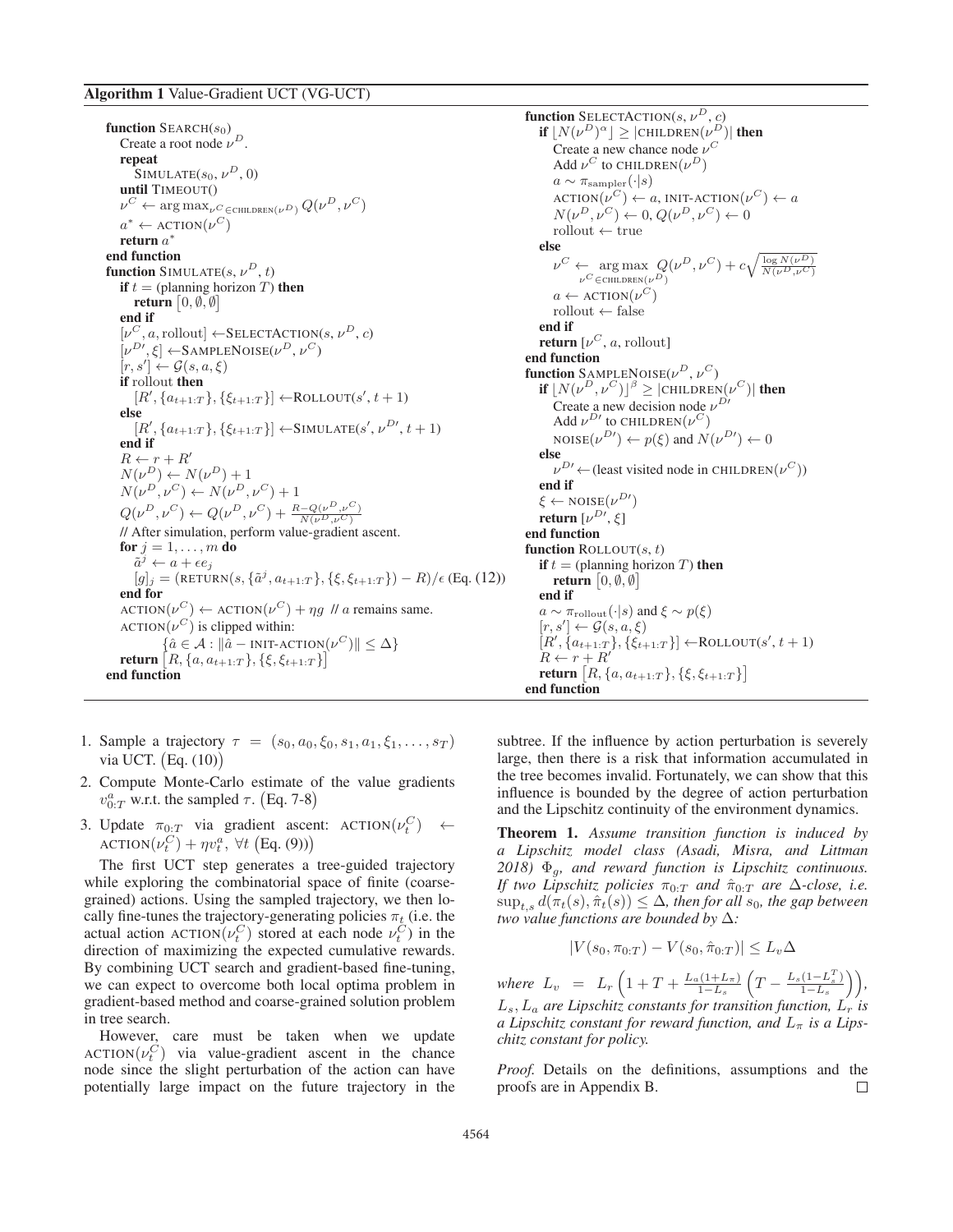**Algorithm 1** Value-Gradient UCT (VG-UCT)

```
function SEARCH(s_0)
    Create a root node ν^D.
    repeat
        SIMULATE(s_0, ν^D, 0)
    until TIMEOUT()
    ν^C ← argmax_{ν^C ∈ CHILDREN(ν^D)} Q(ν^D, ν^C)
    a* ← ACTION(ν^C)
    return a*
end function
function SIMULATE(s, ν^D, t)
    if t = (planning horizon T) then
        return [0, ∅, ∅]
    end if
    [ν^C, a, rollout] ← SELECTACTION(s, ν^D, c)
    [ν^D', ξ] ← SAMPLENOISE(ν^D, ν^C)
    [r, s'] ← G(s, a, ξ)
    if rollout then
        [R', {a_{t+1:T}}, {ξ_{t+1:T}}] ← ROLLOUT(s', t+1)
    else
        [R', {a_{t+1:T}}, {ξ_{t+1:T}}] ← SIMULATE(s', ν^D', t+1)
    end if
    R ← r + R'
    N(ν^D) ← N(ν^D) + 1
    N(ν^D, ν^C) ← N(ν^D, ν^C) + 1
    Q(ν^D, ν^C) ← Q(ν^D, ν^C) + (R − Q(ν^D, ν^C)) / N(ν^D, ν^C)
    // After simulation, perform value-gradient ascent.
    for j = 1, ..., m do
        ã^j ← a + ε e_j
        [g]_j = (RETURN(s, {ã^j, a_{t+1:T}}, {ξ, ξ_{t+1:T}}) − R)/ε (Eq. (12))
    end for
    ACTION(ν^C) ← ACTION(ν^C) + η g   // a remains same.
    ACTION(ν^C) is clipped within:
        {â ∈ A : ||â − INIT-ACTION(ν^C)|| ≤ Δ}
    return [R, {a, a_{t+1:T}}, {ξ, ξ_{t+1:T}}]
end function
function SELECTACTION(s, ν^D, c)
    if ⌊N(ν^D)^α⌋ ≥ |CHILDREN(ν^D)| then
        Create a new chance node ν^C
        Add ν^C to CHILDREN(ν^D)
        a ~ π_sampler(·|s)
        ACTION(ν^C) ← a, INIT-ACTION(ν^C) ← a
        N(ν^D, ν^C) ← 0, Q(ν^D, ν^C) ← 0
        rollout ← true
    else
        ν^C ← argmax_{ν^C ∈ CHILDREN(ν^D)} Q(ν^D, ν^C) + c sqrt(log N(ν^D) / N(ν^D, ν^C))
        a ← ACTION(ν^C)
        rollout ← false
    end if
    return [ν^C, a, rollout]
end function
function SAMPLENOISE(ν^D, ν^C)
    if ⌊N(ν^D, ν^C)⌋^β ≥ |CHILDREN(ν^C)| then
        Create a new decision node ν^D'
        Add ν^D' to CHILDREN(ν^C)
        NOISE(ν^D') ← p(ξ) and N(ν^D') ← 0
    else
        ν^D' ← (least visited node in CHILDREN(ν^C))
    end if
    ξ ← NOISE(ν^D')
    return [ν^D', ξ]
end function
function ROLLOUT(s, t)
    if t = (planning horizon T) then
        return [0, ∅, ∅]
    end if
    a ~ π_rollout(·|s) and ξ ~ p(ξ)
    [r, s'] ← G(s, a, ξ)
    [R', {a_{t+1:T}}, {ξ_{t+1:T}}] ← ROLLOUT(s', t+1)
    R ← r + R'
    return [R, {a, a_{t+1:T}}, {ξ, ξ_{t+1:T}}]
end function
```

1. Sample a trajectory $\tau = (s_0, a_0, \xi_0, s_1, a_1, \xi_1, \dots, s_T)$ via UCT. (Eq. (10))
2. Compute Monte-Carlo estimate of the value gradients $v^a_{0:T}$ w.r.t. the sampled $\tau$. (Eq. 7-8)
3. Update $\pi_{0:T}$ via gradient ascent: $\text{ACTION}(\nu_t^C) \leftarrow \text{ACTION}(\nu_t^C) + \eta v_t^a,\ \forall t$ (Eq. (9))

The first UCT step generates a tree-guided trajectory while exploring the combinatorial space of finite (coarse-grained) actions. Using the sampled trajectory, we then locally fine-tunes the trajectory-generating policies $\pi_t$ (i.e. the actual action $\text{ACTION}(\nu_t^C)$ stored at each node $\nu_t^C$) in the direction of maximizing the expected cumulative rewards. By combining UCT search and gradient-based fine-tuning, we can expect to overcome both local optima problem in gradient-based method and coarse-grained solution problem in tree search.

However, care must be taken when we update $\text{ACTION}(\nu_t^C)$ via value-gradient ascent in the chance node since the slight perturbation of the action can have potentially large impact on the future trajectory in the subtree. If the influence by action perturbation is severely large, then there is a risk that information accumulated in the tree becomes invalid. Fortunately, we can show that this influence is bounded by the degree of action perturbation and the Lipschitz continuity of the environment dynamics.

**Theorem 1.** *Assume transition function is induced by a Lipschitz model class (Asadi, Misra, and Littman 2018) $\Phi_g$, and reward function is Lipschitz continuous. If two Lipschitz policies $\pi_{0:T}$ and $\hat{\pi}_{0:T}$ are $\Delta$-close, i.e. $\sup_{t,s} d(\pi_t(s), \hat{\pi}_t(s)) \leq \Delta$, then for all $s_0$, the gap between two value functions are bounded by $\Delta$:*

$$|V(s_0, \pi_{0:T}) - V(s_0, \hat{\pi}_{0:T})| \leq L_v \Delta$$

*where* $L_v = L_r\left(1 + T + \frac{L_a(1+L_\pi)}{1-L_s}\left(T - \frac{L_s(1-L_s^T)}{1-L_s}\right)\right)$, *$L_s, L_a$ are Lipschitz constants for transition function, $L_r$ is a Lipschitz constant for reward function, and $L_\pi$ is a Lipschitz constant for policy.*

*Proof.* Details on the definitions, assumptions and the proofs are in Appendix B. □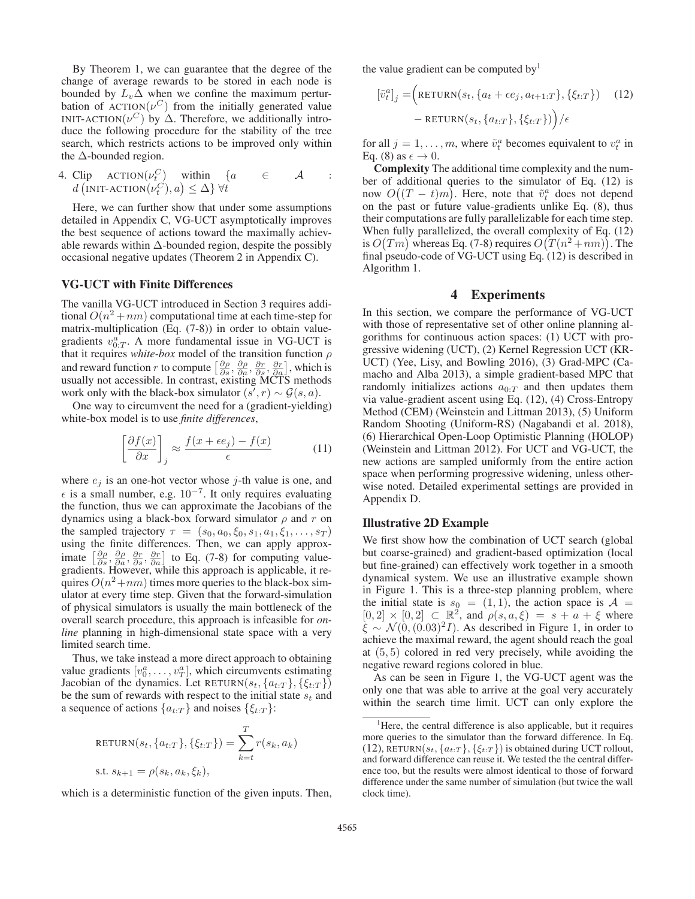By Theorem 1, we can guarantee that the degree of the change of average rewards to be stored in each node is bounded by $L_v \Delta$ when we confine the maximum perturbation of $\text{ACTION}(\nu^C)$ from the initially generated value $\text{INIT-ACTION}(\nu^C)$ by $\Delta$. Therefore, we additionally introduce the following procedure for the stability of the tree search, which restricts actions to be improved only within the $\Delta$-bounded region.

4. Clip $\text{ACTION}(\nu_t^C)$ within $\{a \in \mathcal{A} : d\left(\text{INIT-ACTION}(\nu_t^C), a\right) \leq \Delta\} \; \forall t$

Here, we can further show that under some assumptions detailed in Appendix C, VG-UCT asymptotically improves the best sequence of actions toward the maximally achievable rewards within $\Delta$-bounded region, despite the possibly occasional negative updates (Theorem 2 in Appendix C).

### VG-UCT with Finite Differences

The vanilla VG-UCT introduced in Section 3 requires additional $O(n^2+nm)$ computational time at each time-step for matrix-multiplication (Eq. (7-8)) in order to obtain value-gradients $v^a_{0:T}$. A more fundamental issue in VG-UCT is that it requires *white-box* model of the transition function $\rho$ and reward function $r$ to compute $\left[\frac{\partial \rho}{\partial s}, \frac{\partial \rho}{\partial a}, \frac{\partial r}{\partial s}, \frac{\partial r}{\partial a}\right]$, which is usually not accessible. In contrast, existing MCTS methods work only with the black-box simulator $(s', r) \sim \mathcal{G}(s, a)$.

One way to circumvent the need for a (gradient-yielding) white-box model is to use *finite differences*,

$$\left[\frac{\partial f(x)}{\partial x}\right]_j \approx \frac{f(x+\epsilon e_j) - f(x)}{\epsilon} \qquad (11)$$

where $e_j$ is an one-hot vector whose $j$-th value is one, and $\epsilon$ is a small number, e.g. $10^{-7}$. It only requires evaluating the function, thus we can approximate the Jacobians of the dynamics using a black-box forward simulator $\rho$ and $r$ on the sampled trajectory $\tau = (s_0, a_0, \xi_0, s_1, a_1, \xi_1, \dots, s_T)$ using the finite differences. Then, we can apply approximate $\left[\frac{\partial \rho}{\partial s}, \frac{\partial \rho}{\partial a}, \frac{\partial r}{\partial s}, \frac{\partial r}{\partial a}\right]$ to Eq. (7-8) for computing value-gradients. However, while this approach is applicable, it requires $O(n^2+nm)$ times more queries to the black-box simulator at every time step. Given that the forward-simulation of physical simulators is usually the main bottleneck of the overall search procedure, this approach is infeasible for *online* planning in high-dimensional state space with a very limited search time.

Thus, we take instead a more direct approach to obtaining value gradients $[v_0^a, \dots, v_T^a]$, which circumvents estimating Jacobian of the dynamics. Let $\text{RETURN}(s_t, \{a_{t:T}\}, \{\xi_{t:T}\})$ be the sum of rewards with respect to the initial state $s_t$ and a sequence of actions $\{a_{t:T}\}$ and noises $\{\xi_{t:T}\}$:

$$\text{RETURN}(s_t, \{a_{t:T}\}, \{\xi_{t:T}\}) = \sum_{k=t}^{T} r(s_k, a_k)$$
$$\text{s.t. } s_{k+1} = \rho(s_k, a_k, \xi_k),$$

which is a deterministic function of the given inputs. Then, the value gradient can be computed by[1]

$$[\tilde{v}_t^a]_j = \Big(\text{RETURN}(s_t, \{a_t + \epsilon e_j, a_{t+1:T}\}, \{\xi_{t:T}\}) - \text{RETURN}(s_t, \{a_{t:T}\}, \{\xi_{t:T}\})\Big)/\epsilon \qquad (12)$$

for all $j = 1, \dots, m$, where $\tilde{v}_t^a$ becomes equivalent to $v_t^a$ in Eq. (8) as $\epsilon \to 0$.

**Complexity** The additional time complexity and the number of additional queries to the simulator of Eq. (12) is now $O\big((T-t)m\big)$. Here, note that $\tilde{v}_t^a$ does not depend on the past or future value-gradients unlike Eq. (8), thus their computations are fully parallelizable for each time step. When fully parallelized, the overall complexity of Eq. (12) is $O\big(Tm\big)$ whereas Eq. (7-8) requires $O\big(T(n^2+nm)\big)$. The final pseudo-code of VG-UCT using Eq. (12) is described in Algorithm 1.

## 4 Experiments

In this section, we compare the performance of VG-UCT with those of representative set of other online planning algorithms for continuous action spaces: (1) UCT with progressive widening (UCT), (2) Kernel Regression UCT (KR-UCT) (Yee, Lisy, and Bowling 2016), (3) Grad-MPC (Camacho and Alba 2013), a simple gradient-based MPC that randomly initializes actions $a_{0:T}$ and then updates them via value-gradient ascent using Eq. (12), (4) Cross-Entropy Method (CEM) (Weinstein and Littman 2013), (5) Uniform Random Shooting (Uniform-RS) (Nagabandi et al. 2018), (6) Hierarchical Open-Loop Optimistic Planning (HOLOP) (Weinstein and Littman 2012). For UCT and VG-UCT, the new actions are sampled uniformly from the entire action space when performing progressive widening, unless otherwise noted. Detailed experimental settings are provided in Appendix D.

### Illustrative 2D Example

We first show how the combination of UCT search (global but coarse-grained) and gradient-based optimization (local but fine-grained) can effectively work together in a smooth dynamical system. We use an illustrative example shown in Figure 1. This is a three-step planning problem, where the initial state is $s_0 = (1, 1)$, the action space is $\mathcal{A} = [0, 2] \times [0, 2] \subset \mathbb{R}^2$, and $\rho(s, a, \xi) = s + a + \xi$ where $\xi \sim \mathcal{N}(0, (0.03)^2 I)$. As described in Figure 1, in order to achieve the maximal reward, the agent should reach the goal at $(5, 5)$ colored in red very precisely, while avoiding the negative reward regions colored in blue.

As can be seen in Figure 1, the VG-UCT agent was the only one that was able to arrive at the goal very accurately within the search time limit. UCT can only explore the

[1] Here, the central difference is also applicable, but it requires more queries to the simulator than the forward difference. In Eq. (12), $\text{RETURN}(s_t, \{a_{t:T}\}, \{\xi_{t:T}\})$ is obtained during UCT rollout, and forward difference can reuse it. We tested the the central difference too, but the results were almost identical to those of forward difference under the same number of simulation (but twice the wall clock time).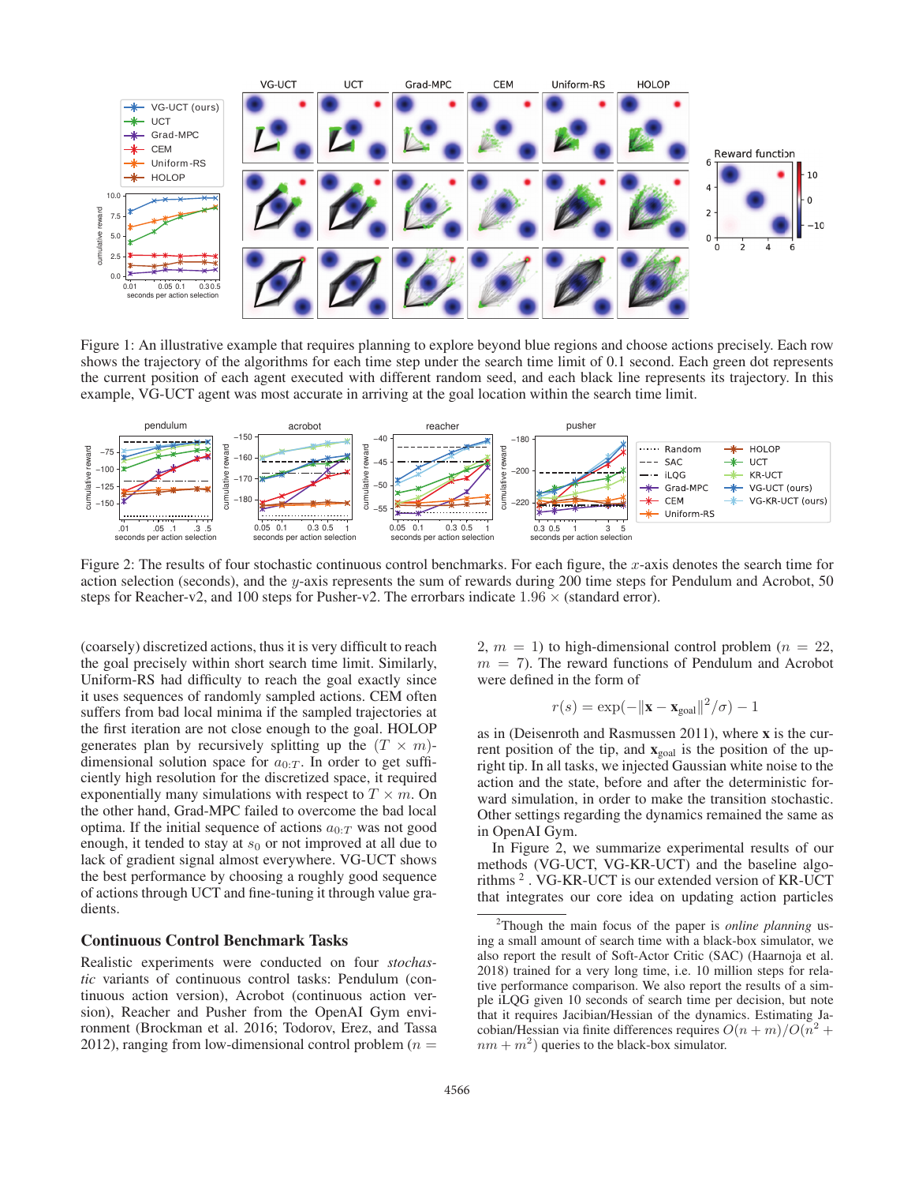Figure 1: An illustrative example that requires planning to explore beyond blue regions and choose actions precisely. Each row shows the trajectory of the algorithms for each time step under the search time limit of 0.1 second. Each green dot represents the current position of each agent executed with different random seed, and each black line represents its trajectory. In this example, VG-UCT agent was most accurate in arriving at the goal location within the search time limit.

Figure 2: The results of four stochastic continuous control benchmarks. For each figure, the $x$-axis denotes the search time for action selection (seconds), and the $y$-axis represents the sum of rewards during 200 time steps for Pendulum and Acrobot, 50 steps for Reacher-v2, and 100 steps for Pusher-v2. The errorbars indicate $1.96 \times$ (standard error).

(coarsely) discretized actions, thus it is very difficult to reach the goal precisely within short search time limit. Similarly, Uniform-RS had difficulty to reach the goal exactly since it uses sequences of randomly sampled actions. CEM often suffers from bad local minima if the sampled trajectories at the first iteration are not close enough to the goal. HOLOP generates plan by recursively splitting up the $(T \times m)$-dimensional solution space for $a_{0:T}$. In order to get sufficiently high resolution for the discretized space, it required exponentially many simulations with respect to $T \times m$. On the other hand, Grad-MPC failed to overcome the bad local optima. If the initial sequence of actions $a_{0:T}$ was not good enough, it tended to stay at $s_0$ or not improved at all due to lack of gradient signal almost everywhere. VG-UCT shows the best performance by choosing a roughly good sequence of actions through UCT and fine-tuning it through value gradients.

## Continuous Control Benchmark Tasks

Realistic experiments were conducted on four *stochastic* variants of continuous control tasks: Pendulum (continuous action version), Acrobot (continuous action version), Reacher and Pusher from the OpenAI Gym environment (Brockman et al. 2016; Todorov, Erez, and Tassa 2012), ranging from low-dimensional control problem ($n = 2$, $m = 1$) to high-dimensional control problem ($n = 22$, $m = 7$). The reward functions of Pendulum and Acrobot were defined in the form of

$$r(s) = \exp(-\|\mathbf{x} - \mathbf{x}_{\text{goal}}\|^2/\sigma) - 1$$

as in (Deisenroth and Rasmussen 2011), where $\mathbf{x}$ is the current position of the tip, and $\mathbf{x}_{\text{goal}}$ is the position of the upright tip. In all tasks, we injected Gaussian white noise to the action and the state, before and after the deterministic forward simulation, in order to make the transition stochastic. Other settings regarding the dynamics remained the same as in OpenAI Gym.

In Figure 2, we summarize experimental results of our methods (VG-UCT, VG-KR-UCT) and the baseline algorithms [2] . VG-KR-UCT is our extended version of KR-UCT that integrates our core idea on updating action particles

[2] Though the main focus of the paper is *online planning* using a small amount of search time with a black-box simulator, we also report the result of Soft-Actor Critic (SAC) (Haarnoja et al. 2018) trained for a very long time, i.e. 10 million steps for relative performance comparison. We also report the results of a simple iLQG given 10 seconds of search time per decision, but note that it requires Jacibian/Hessian of the dynamics. Estimating Jacobian/Hessian via finite differences requires $O(n + m)/O(n^2 + nm + m^2)$ queries to the black-box simulator.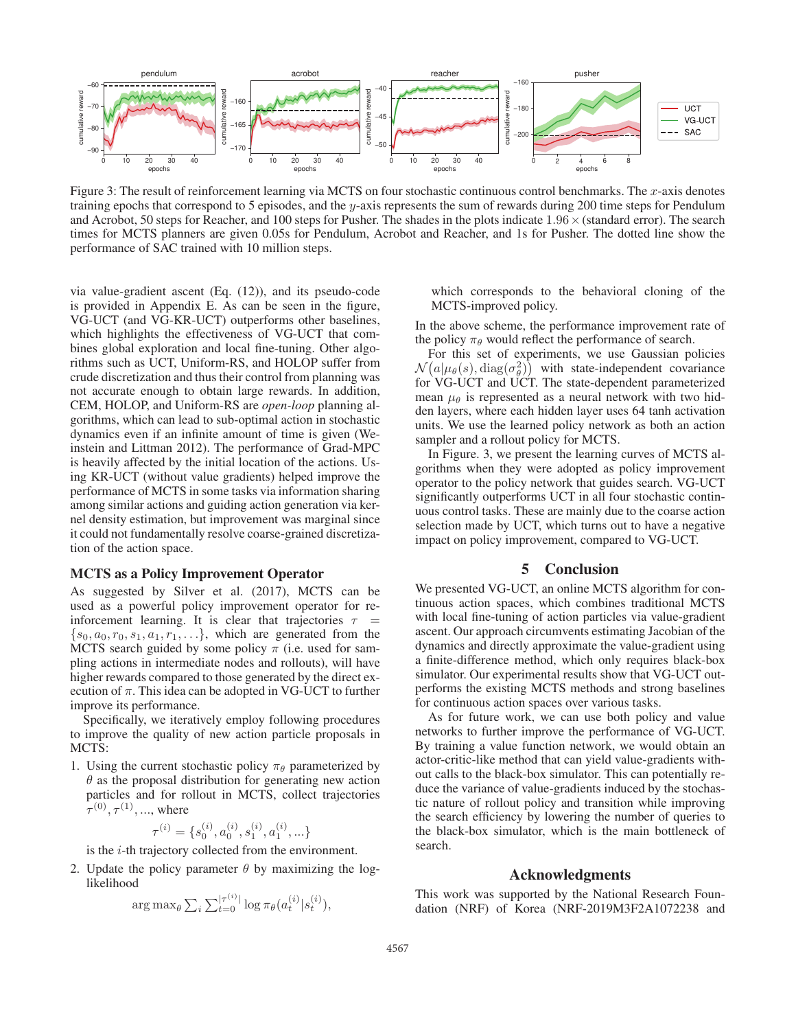Figure 3: The result of reinforcement learning via MCTS on four stochastic continuous control benchmarks. The $x$-axis denotes training epochs that correspond to 5 episodes, and the $y$-axis represents the sum of rewards during 200 time steps for Pendulum and Acrobot, 50 steps for Reacher, and 100 steps for Pusher. The shades in the plots indicate $1.96 \times$ (standard error). The search times for MCTS planners are given 0.05s for Pendulum, Acrobot and Reacher, and 1s for Pusher. The dotted line show the performance of SAC trained with 10 million steps.

via value-gradient ascent (Eq. (12)), and its pseudo-code is provided in Appendix E. As can be seen in the figure, VG-UCT (and VG-KR-UCT) outperforms other baselines, which highlights the effectiveness of VG-UCT that combines global exploration and local fine-tuning. Other algorithms such as UCT, Uniform-RS, and HOLOP suffer from crude discretization and thus their control from planning was not accurate enough to obtain large rewards. In addition, CEM, HOLOP, and Uniform-RS are *open-loop* planning algorithms, which can lead to sub-optimal action in stochastic dynamics even if an infinite amount of time is given (Weinstein and Littman 2012). The performance of Grad-MPC is heavily affected by the initial location of the actions. Using KR-UCT (without value gradients) helped improve the performance of MCTS in some tasks via information sharing among similar actions and guiding action generation via kernel density estimation, but improvement was marginal since it could not fundamentally resolve coarse-grained discretization of the action space.

### MCTS as a Policy Improvement Operator

As suggested by Silver et al. (2017), MCTS can be used as a powerful policy improvement operator for reinforcement learning. It is clear that trajectories $\tau = \{s_0, a_0, r_0, s_1, a_1, r_1, \dots\}$, which are generated from the MCTS search guided by some policy $\pi$ (i.e. used for sampling actions in intermediate nodes and rollouts), will have higher rewards compared to those generated by the direct execution of $\pi$. This idea can be adopted in VG-UCT to further improve its performance.

Specifically, we iteratively employ following procedures to improve the quality of new action particle proposals in MCTS:

1. Using the current stochastic policy $\pi_\theta$ parameterized by $\theta$ as the proposal distribution for generating new action particles and for rollout in MCTS, collect trajectories $\tau^{(0)}, \tau^{(1)}, \dots$, where
$$\tau^{(i)} = \{s_0^{(i)}, a_0^{(i)}, s_1^{(i)}, a_1^{(i)}, \dots\}$$
is the $i$-th trajectory collected from the environment.
2. Update the policy parameter $\theta$ by maximizing the log-likelihood
$$\arg\max_\theta \sum_i \sum_{t=0}^{|\tau^{(i)}|} \log \pi_\theta(a_t^{(i)}|s_t^{(i)}),$$
which corresponds to the behavioral cloning of the MCTS-improved policy.

In the above scheme, the performance improvement rate of the policy $\pi_\theta$ would reflect the performance of search.

For this set of experiments, we use Gaussian policies $\mathcal{N}\big(a|\mu_\theta(s), \mathrm{diag}(\sigma_\theta^2)\big)$ with state-independent covariance for VG-UCT and UCT. The state-dependent parameterized mean $\mu_\theta$ is represented as a neural network with two hidden layers, where each hidden layer uses 64 tanh activation units. We use the learned policy network as both an action sampler and a rollout policy for MCTS.

In Figure. 3, we present the learning curves of MCTS algorithms when they were adopted as policy improvement operator to the policy network that guides search. VG-UCT significantly outperforms UCT in all four stochastic continuous control tasks. These are mainly due to the coarse action selection made by UCT, which turns out to have a negative impact on policy improvement, compared to VG-UCT.

## 5 Conclusion

We presented VG-UCT, an online MCTS algorithm for continuous action spaces, which combines traditional MCTS with local fine-tuning of action particles via value-gradient ascent. Our approach circumvents estimating Jacobian of the dynamics and directly approximate the value-gradient using a finite-difference method, which only requires black-box simulator. Our experimental results show that VG-UCT outperforms the existing MCTS methods and strong baselines for continuous action spaces over various tasks.

As for future work, we can use both policy and value networks to further improve the performance of VG-UCT. By training a value function network, we would obtain an actor-critic-like method that can yield value-gradients without calls to the black-box simulator. This can potentially reduce the variance of value-gradients induced by the stochastic nature of rollout policy and transition while improving the search efficiency by lowering the number of queries to the black-box simulator, which is the main bottleneck of search.

## Acknowledgments

This work was supported by the National Research Foundation (NRF) of Korea (NRF-2019M3F2A1072238 and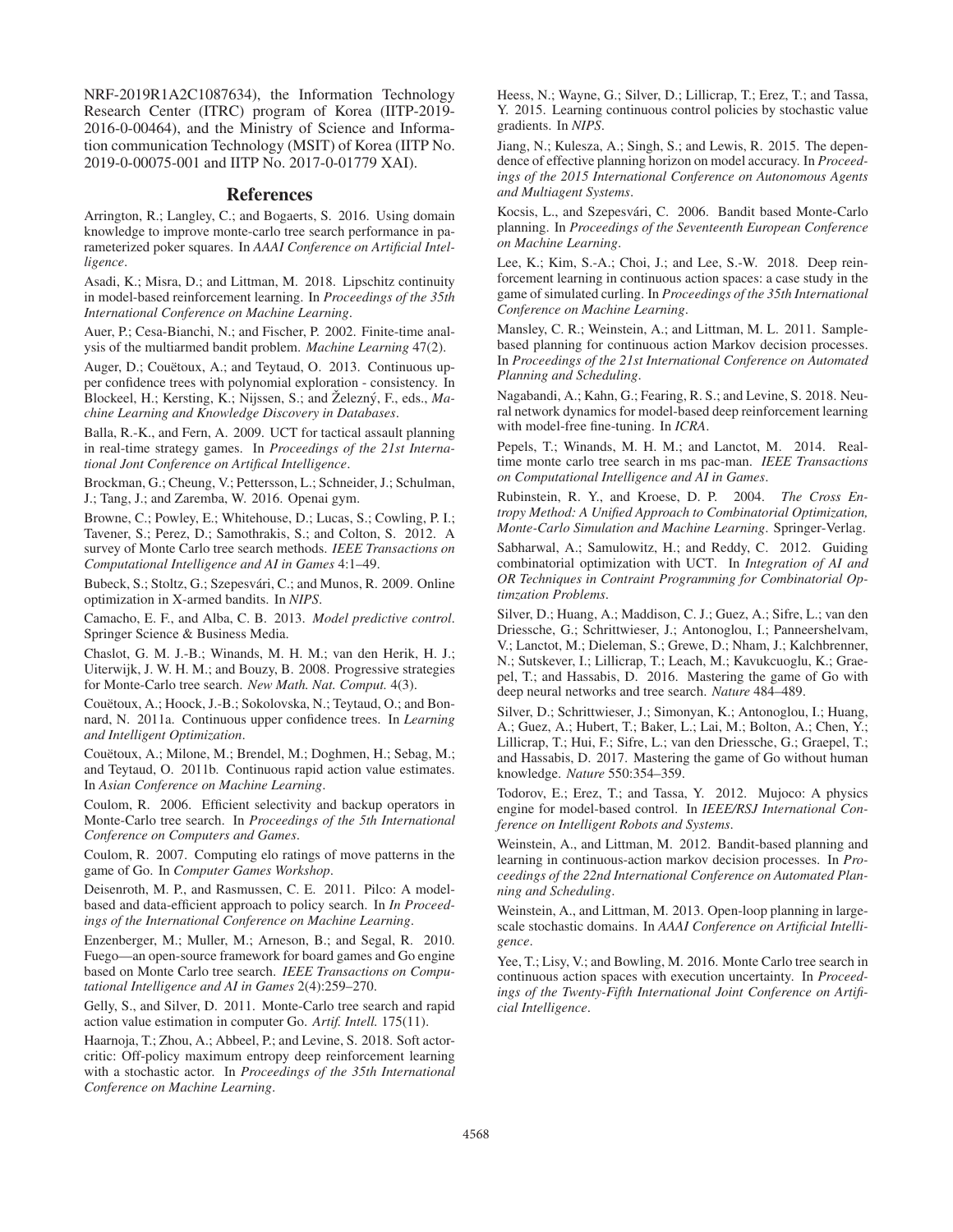NRF-2019R1A2C1087634), the Information Technology Research Center (ITRC) program of Korea (IITP-2019-2016-0-00464), and the Ministry of Science and Information communication Technology (MSIT) of Korea (IITP No. 2019-0-00075-001 and IITP No. 2017-0-01779 XAI).

## References

Arrington, R.; Langley, C.; and Bogaerts, S. 2016. Using domain knowledge to improve monte-carlo tree search performance in parameterized poker squares. In *AAAI Conference on Artificial Intelligence*.

Asadi, K.; Misra, D.; and Littman, M. 2018. Lipschitz continuity in model-based reinforcement learning. In *Proceedings of the 35th International Conference on Machine Learning*.

Auer, P.; Cesa-Bianchi, N.; and Fischer, P. 2002. Finite-time analysis of the multiarmed bandit problem. *Machine Learning* 47(2).

Auger, D.; Couëtoux, A.; and Teytaud, O. 2013. Continuous upper confidence trees with polynomial exploration - consistency. In Blockeel, H.; Kersting, K.; Nijssen, S.; and Železný, F., eds., *Machine Learning and Knowledge Discovery in Databases*.

Balla, R.-K., and Fern, A. 2009. UCT for tactical assault planning in real-time strategy games. In *Proceedings of the 21st International Jont Conference on Artifical Intelligence*.

Brockman, G.; Cheung, V.; Pettersson, L.; Schneider, J.; Schulman, J.; Tang, J.; and Zaremba, W. 2016. Openai gym.

Browne, C.; Powley, E.; Whitehouse, D.; Lucas, S.; Cowling, P. I.; Tavener, S.; Perez, D.; Samothrakis, S.; and Colton, S. 2012. A survey of Monte Carlo tree search methods. *IEEE Transactions on Computational Intelligence and AI in Games* 4:1–49.

Bubeck, S.; Stoltz, G.; Szepesvári, C.; and Munos, R. 2009. Online optimization in X-armed bandits. In *NIPS*.

Camacho, E. F., and Alba, C. B. 2013. *Model predictive control*. Springer Science & Business Media.

Chaslot, G. M. J.-B.; Winands, M. H. M.; van den Herik, H. J.; Uiterwijk, J. W. H. M.; and Bouzy, B. 2008. Progressive strategies for Monte-Carlo tree search. *New Math. Nat. Comput.* 4(3).

Couëtoux, A.; Hoock, J.-B.; Sokolovska, N.; Teytaud, O.; and Bonnard, N. 2011a. Continuous upper confidence trees. In *Learning and Intelligent Optimization*.

Couëtoux, A.; Milone, M.; Brendel, M.; Doghmen, H.; Sebag, M.; and Teytaud, O. 2011b. Continuous rapid action value estimates. In *Asian Conference on Machine Learning*.

Coulom, R. 2006. Efficient selectivity and backup operators in Monte-Carlo tree search. In *Proceedings of the 5th International Conference on Computers and Games*.

Coulom, R. 2007. Computing elo ratings of move patterns in the game of Go. In *Computer Games Workshop*.

Deisenroth, M. P., and Rasmussen, C. E. 2011. Pilco: A model-based and data-efficient approach to policy search. In *In Proceedings of the International Conference on Machine Learning*.

Enzenberger, M.; Muller, M.; Arneson, B.; and Segal, R. 2010. Fuego—an open-source framework for board games and Go engine based on Monte Carlo tree search. *IEEE Transactions on Computational Intelligence and AI in Games* 2(4):259–270.

Gelly, S., and Silver, D. 2011. Monte-Carlo tree search and rapid action value estimation in computer Go. *Artif. Intell.* 175(11).

Haarnoja, T.; Zhou, A.; Abbeel, P.; and Levine, S. 2018. Soft actor-critic: Off-policy maximum entropy deep reinforcement learning with a stochastic actor. In *Proceedings of the 35th International Conference on Machine Learning*.

Heess, N.; Wayne, G.; Silver, D.; Lillicrap, T.; Erez, T.; and Tassa, Y. 2015. Learning continuous control policies by stochastic value gradients. In *NIPS*.

Jiang, N.; Kulesza, A.; Singh, S.; and Lewis, R. 2015. The dependence of effective planning horizon on model accuracy. In *Proceedings of the 2015 International Conference on Autonomous Agents and Multiagent Systems*.

Kocsis, L., and Szepesvári, C. 2006. Bandit based Monte-Carlo planning. In *Proceedings of the Seventeenth European Conference on Machine Learning*.

Lee, K.; Kim, S.-A.; Choi, J.; and Lee, S.-W. 2018. Deep reinforcement learning in continuous action spaces: a case study in the game of simulated curling. In *Proceedings of the 35th International Conference on Machine Learning*.

Mansley, C. R.; Weinstein, A.; and Littman, M. L. 2011. Sample-based planning for continuous action Markov decision processes. In *Proceedings of the 21st International Conference on Automated Planning and Scheduling*.

Nagabandi, A.; Kahn, G.; Fearing, R. S.; and Levine, S. 2018. Neural network dynamics for model-based deep reinforcement learning with model-free fine-tuning. In *ICRA*.

Pepels, T.; Winands, M. H. M.; and Lanctot, M. 2014. Real-time monte carlo tree search in ms pac-man. *IEEE Transactions on Computational Intelligence and AI in Games*.

Rubinstein, R. Y., and Kroese, D. P. 2004. *The Cross Entropy Method: A Unified Approach to Combinatorial Optimization, Monte-Carlo Simulation and Machine Learning*. Springer-Verlag.

Sabharwal, A.; Samulowitz, H.; and Reddy, C. 2012. Guiding combinatorial optimization with UCT. In *Integration of AI and OR Techniques in Contraint Programming for Combinatorial Optimzation Problems*.

Silver, D.; Huang, A.; Maddison, C. J.; Guez, A.; Sifre, L.; van den Driessche, G.; Schrittwieser, J.; Antonoglou, I.; Panneershelvam, V.; Lanctot, M.; Dieleman, S.; Grewe, D.; Nham, J.; Kalchbrenner, N.; Sutskever, I.; Lillicrap, T.; Leach, M.; Kavukcuoglu, K.; Graepel, T.; and Hassabis, D. 2016. Mastering the game of Go with deep neural networks and tree search. *Nature* 484–489.

Silver, D.; Schrittwieser, J.; Simonyan, K.; Antonoglou, I.; Huang, A.; Guez, A.; Hubert, T.; Baker, L.; Lai, M.; Bolton, A.; Chen, Y.; Lillicrap, T.; Hui, F.; Sifre, L.; van den Driessche, G.; Graepel, T.; and Hassabis, D. 2017. Mastering the game of Go without human knowledge. *Nature* 550:354–359.

Todorov, E.; Erez, T.; and Tassa, Y. 2012. Mujoco: A physics engine for model-based control. In *IEEE/RSJ International Conference on Intelligent Robots and Systems*.

Weinstein, A., and Littman, M. 2012. Bandit-based planning and learning in continuous-action markov decision processes. In *Proceedings of the 22nd International Conference on Automated Planning and Scheduling*.

Weinstein, A., and Littman, M. 2013. Open-loop planning in large-scale stochastic domains. In *AAAI Conference on Artificial Intelligence*.

Yee, T.; Lisy, V.; and Bowling, M. 2016. Monte Carlo tree search in continuous action spaces with execution uncertainty. In *Proceedings of the Twenty-Fifth International Joint Conference on Artificial Intelligence*.